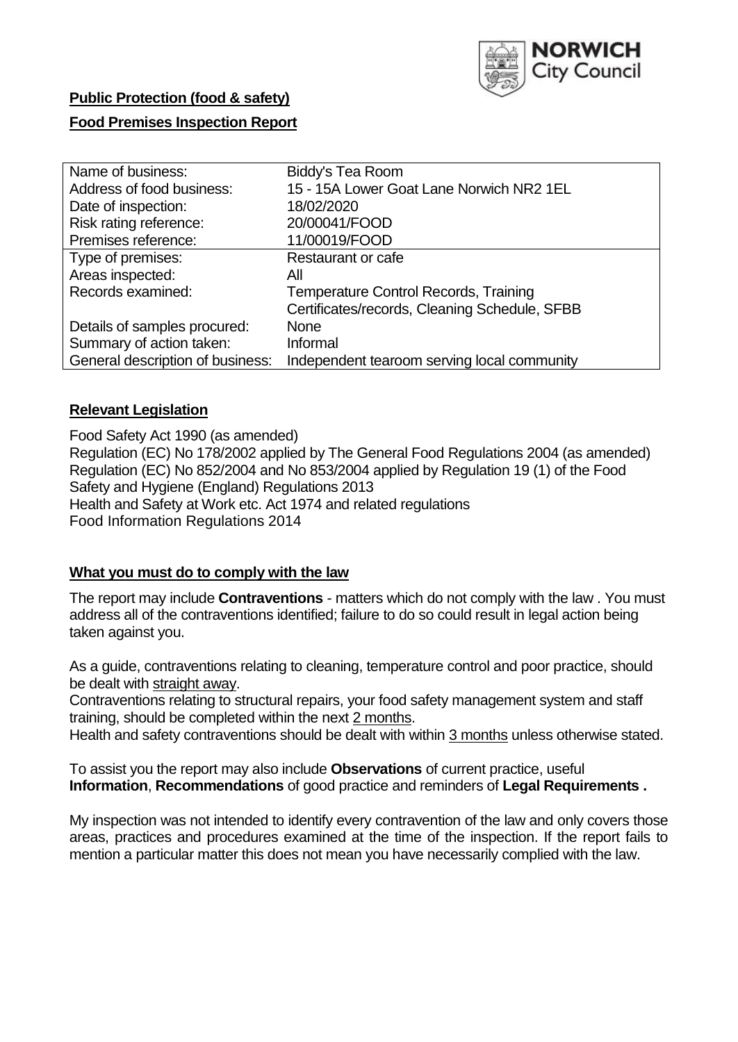NORWICH City Council

**Public Protection (food & safety)**

**Food Premises Inspection Report**

| Name of business: | Biddy's Tea Room |
|---|---|
| Address of food business: | 15 - 15A Lower Goat Lane Norwich NR2 1EL |
| Date of inspection: | 18/02/2020 |
| Risk rating reference: | 20/00041/FOOD |
| Premises reference: | 11/00019/FOOD |
| Type of premises: | Restaurant or cafe |
| Areas inspected: | All |
| Records examined: | Temperature Control Records, Training Certificates/records, Cleaning Schedule, SFBB |
| Details of samples procured: | None |
| Summary of action taken: | Informal |
| General description of business: | Independent tearoom serving local community |

## Relevant Legislation

Food Safety Act 1990 (as amended)
Regulation (EC) No 178/2002 applied by The General Food Regulations 2004 (as amended)
Regulation (EC) No 852/2004 and No 853/2004 applied by Regulation 19 (1) of the Food Safety and Hygiene (England) Regulations 2013
Health and Safety at Work etc. Act 1974 and related regulations
Food Information Regulations 2014

## What you must do to comply with the law

The report may include **Contraventions** - matters which do not comply with the law . You must address all of the contraventions identified; failure to do so could result in legal action being taken against you.

As a guide, contraventions relating to cleaning, temperature control and poor practice, should be dealt with straight away.

Contraventions relating to structural repairs, your food safety management system and staff training, should be completed within the next 2 months.

Health and safety contraventions should be dealt with within 3 months unless otherwise stated.

To assist you the report may also include **Observations** of current practice, useful **Information**, **Recommendations** of good practice and reminders of **Legal Requirements .**

My inspection was not intended to identify every contravention of the law and only covers those areas, practices and procedures examined at the time of the inspection. If the report fails to mention a particular matter this does not mean you have necessarily complied with the law.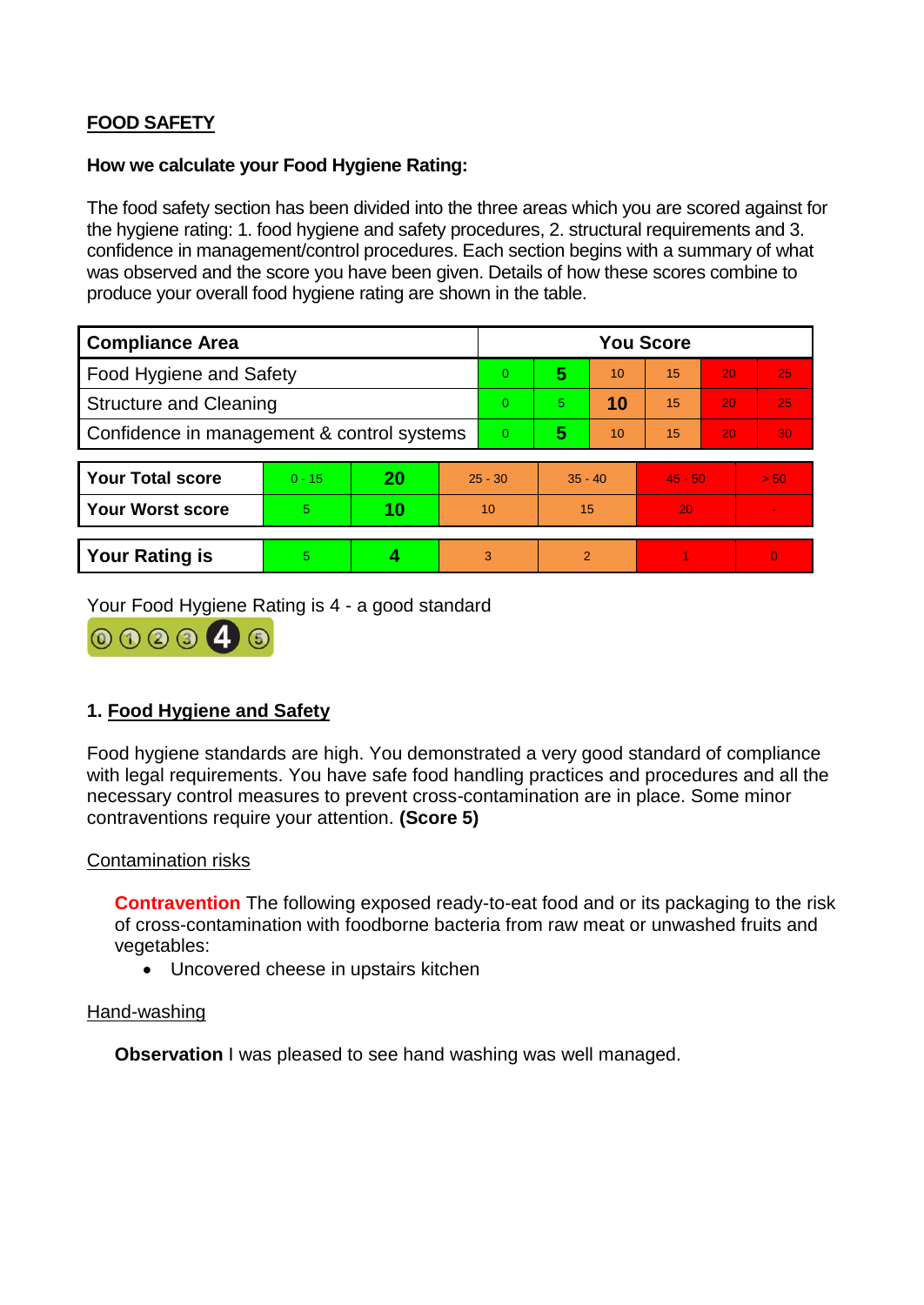**FOOD SAFETY**

**How we calculate your Food Hygiene Rating:**

The food safety section has been divided into the three areas which you are scored against for the hygiene rating: 1. food hygiene and safety procedures, 2. structural requirements and 3. confidence in management/control procedures. Each section begins with a summary of what was observed and the score you have been given. Details of how these scores combine to produce your overall food hygiene rating are shown in the table.

| Compliance Area | You Score | | | | | |
|---|---|---|---|---|---|---|
| Food Hygiene and Safety | 0 | **5** | 10 | 15 | 20 | 25 |
| Structure and Cleaning | 0 | 5 | **10** | 15 | 20 | 25 |
| Confidence in management & control systems | 0 | **5** | 10 | 15 | 20 | 30 |

| | | | | | | |
|---|---|---|---|---|---|---|
| **Your Total score** | 0 - 15 | **20** | 25 - 30 | 35 - 40 | 45 - 50 | > 50 |
| **Your Worst score** | 5 | **10** | 10 | 15 | 20 | - |
| **Your Rating is** | 5 | **4** | 3 | 2 | 1 | 0 |

Your Food Hygiene Rating is 4 - a good standard

## 1. Food Hygiene and Safety

Food hygiene standards are high. You demonstrated a very good standard of compliance with legal requirements. You have safe food handling practices and procedures and all the necessary control measures to prevent cross-contamination are in place. Some minor contraventions require your attention. **(Score 5)**

### Contamination risks

**Contravention** The following exposed ready-to-eat food and or its packaging to the risk of cross-contamination with foodborne bacteria from raw meat or unwashed fruits and vegetables:

- Uncovered cheese in upstairs kitchen

### Hand-washing

**Observation** I was pleased to see hand washing was well managed.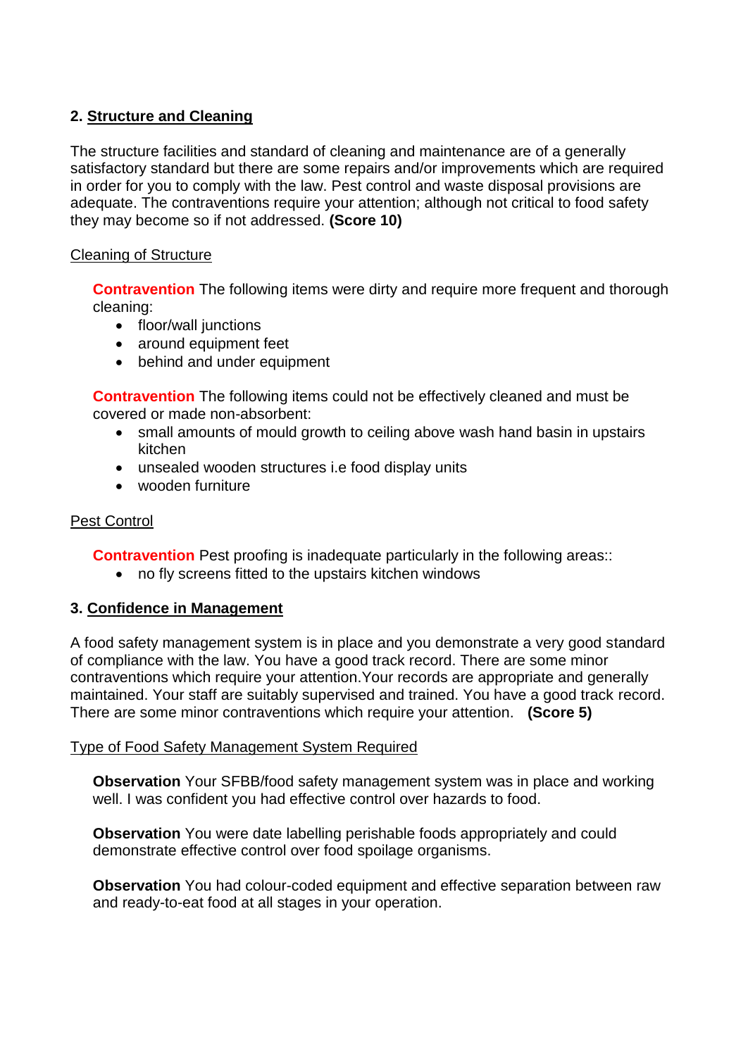## 2. Structure and Cleaning

The structure facilities and standard of cleaning and maintenance are of a generally satisfactory standard but there are some repairs and/or improvements which are required in order for you to comply with the law. Pest control and waste disposal provisions are adequate. The contraventions require your attention; although not critical to food safety they may become so if not addressed. **(Score 10)**

Cleaning of Structure

**Contravention** The following items were dirty and require more frequent and thorough cleaning:

- floor/wall junctions
- around equipment feet
- behind and under equipment

**Contravention** The following items could not be effectively cleaned and must be covered or made non-absorbent:

- small amounts of mould growth to ceiling above wash hand basin in upstairs kitchen
- unsealed wooden structures i.e food display units
- wooden furniture

Pest Control

**Contravention** Pest proofing is inadequate particularly in the following areas::

- no fly screens fitted to the upstairs kitchen windows

## 3. Confidence in Management

A food safety management system is in place and you demonstrate a very good standard of compliance with the law. You have a good track record. There are some minor contraventions which require your attention.Your records are appropriate and generally maintained. Your staff are suitably supervised and trained. You have a good track record. There are some minor contraventions which require your attention. **(Score 5)**

Type of Food Safety Management System Required

**Observation** Your SFBB/food safety management system was in place and working well. I was confident you had effective control over hazards to food.

**Observation** You were date labelling perishable foods appropriately and could demonstrate effective control over food spoilage organisms.

**Observation** You had colour-coded equipment and effective separation between raw and ready-to-eat food at all stages in your operation.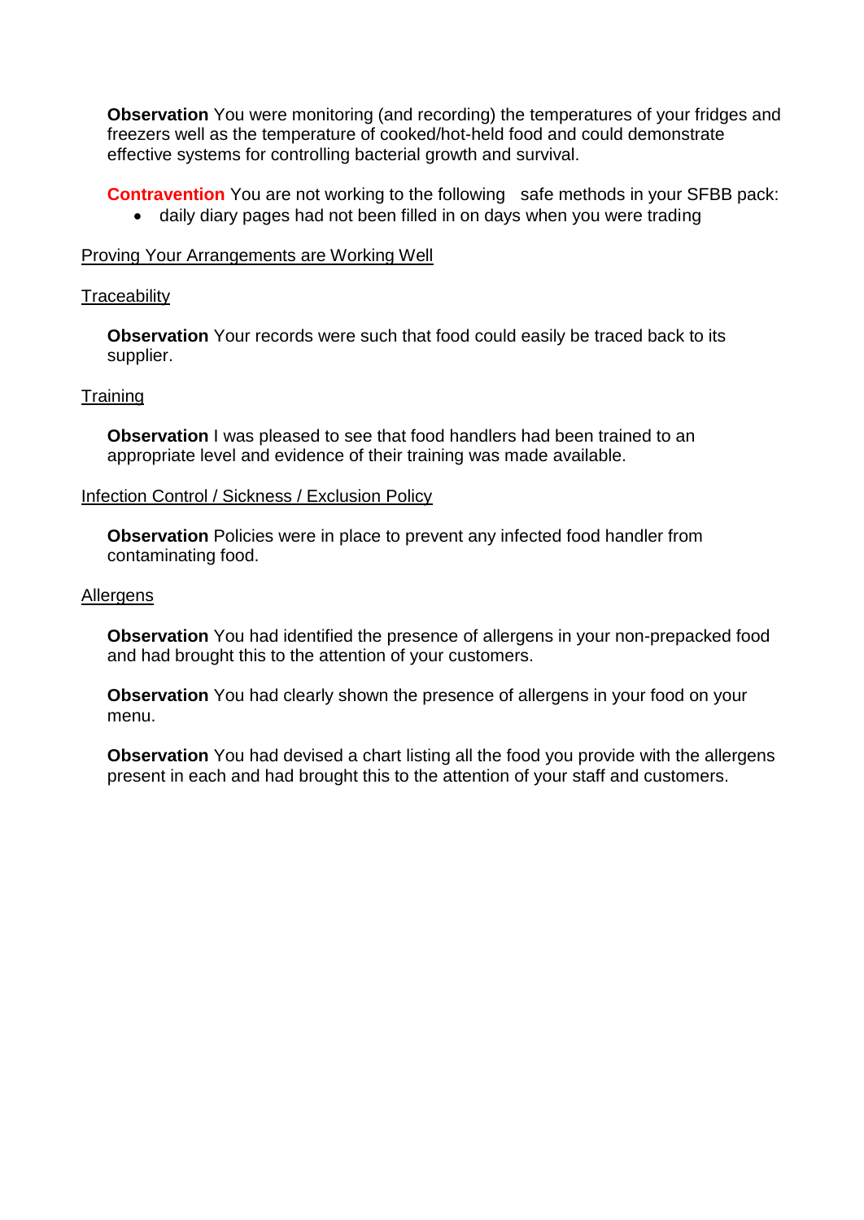**Observation** You were monitoring (and recording) the temperatures of your fridges and freezers well as the temperature of cooked/hot-held food and could demonstrate effective systems for controlling bacterial growth and survival.

**Contravention** You are not working to the following safe methods in your SFBB pack:

- daily diary pages had not been filled in on days when you were trading

Proving Your Arrangements are Working Well

Traceability

**Observation** Your records were such that food could easily be traced back to its supplier.

Training

**Observation** I was pleased to see that food handlers had been trained to an appropriate level and evidence of their training was made available.

Infection Control / Sickness / Exclusion Policy

**Observation** Policies were in place to prevent any infected food handler from contaminating food.

Allergens

**Observation** You had identified the presence of allergens in your non-prepacked food and had brought this to the attention of your customers.

**Observation** You had clearly shown the presence of allergens in your food on your menu.

**Observation** You had devised a chart listing all the food you provide with the allergens present in each and had brought this to the attention of your staff and customers.